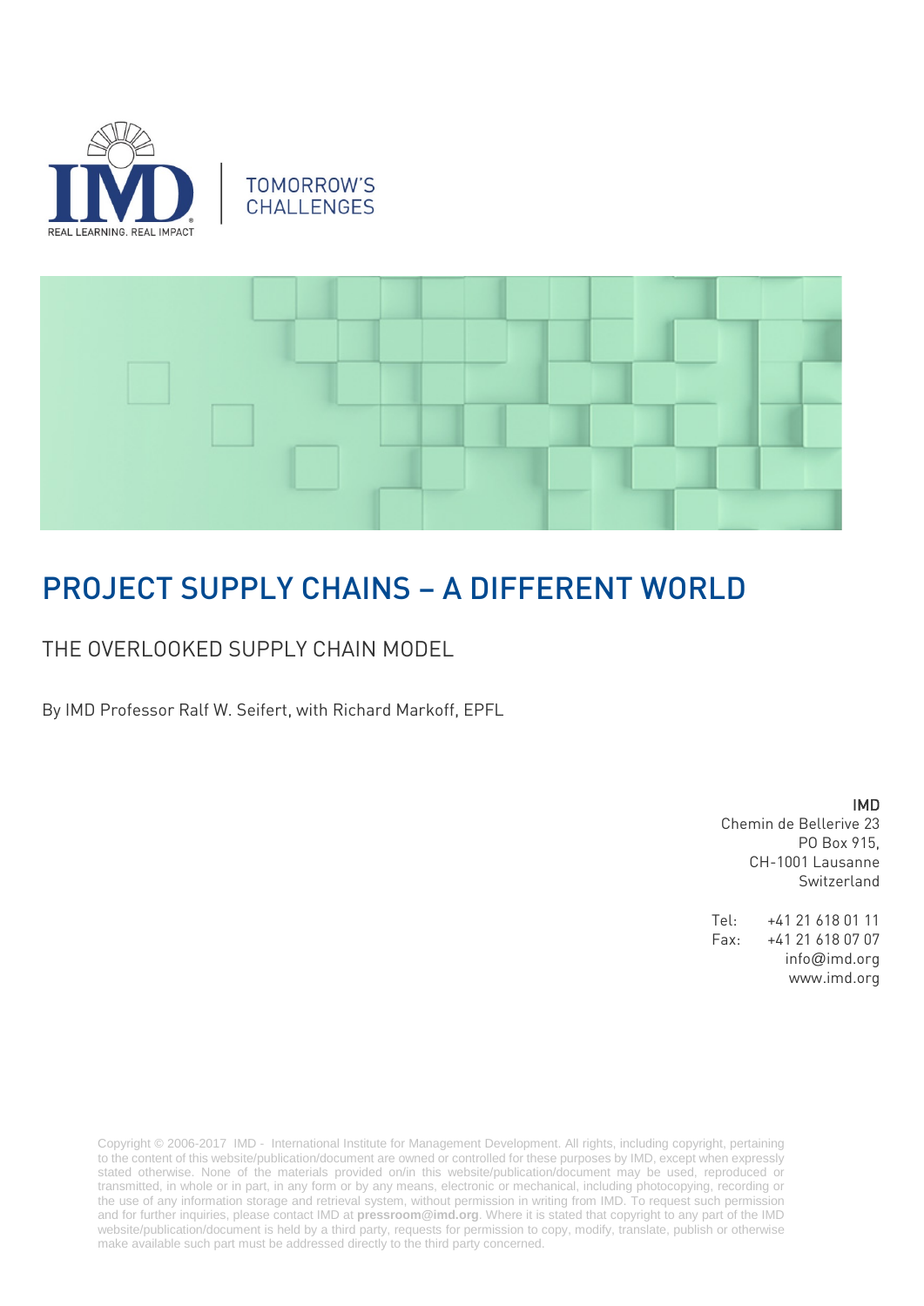REAL LEARNING. REAL IMPACT

TOMORROW'S CHALLENGES

# PROJECT SUPPLY CHAINS – A DIFFERENT WORLD

## THE OVERLOOKED SUPPLY CHAIN MODEL

By IMD Professor Ralf W. Seifert, with Richard Markoff, EPFL

**IMD**
Chemin de Bellerive 23
PO Box 915,
CH-1001 Lausanne
Switzerland

Tel: +41 21 618 01 11
Fax: +41 21 618 07 07
info@imd.org
www.imd.org

Copyright © 2006-2017 IMD - International Institute for Management Development. All rights, including copyright, pertaining to the content of this website/publication/document are owned or controlled for these purposes by IMD, except when expressly stated otherwise. None of the materials provided on/in this website/publication/document may be used, reproduced or transmitted, in whole or in part, in any form or by any means, electronic or mechanical, including photocopying, recording or the use of any information storage and retrieval system, without permission in writing from IMD. To request such permission and for further inquiries, please contact IMD at **pressroom@imd.org**. Where it is stated that copyright to any part of the IMD website/publication/document is held by a third party, requests for permission to copy, modify, translate, publish or otherwise make available such part must be addressed directly to the third party concerned.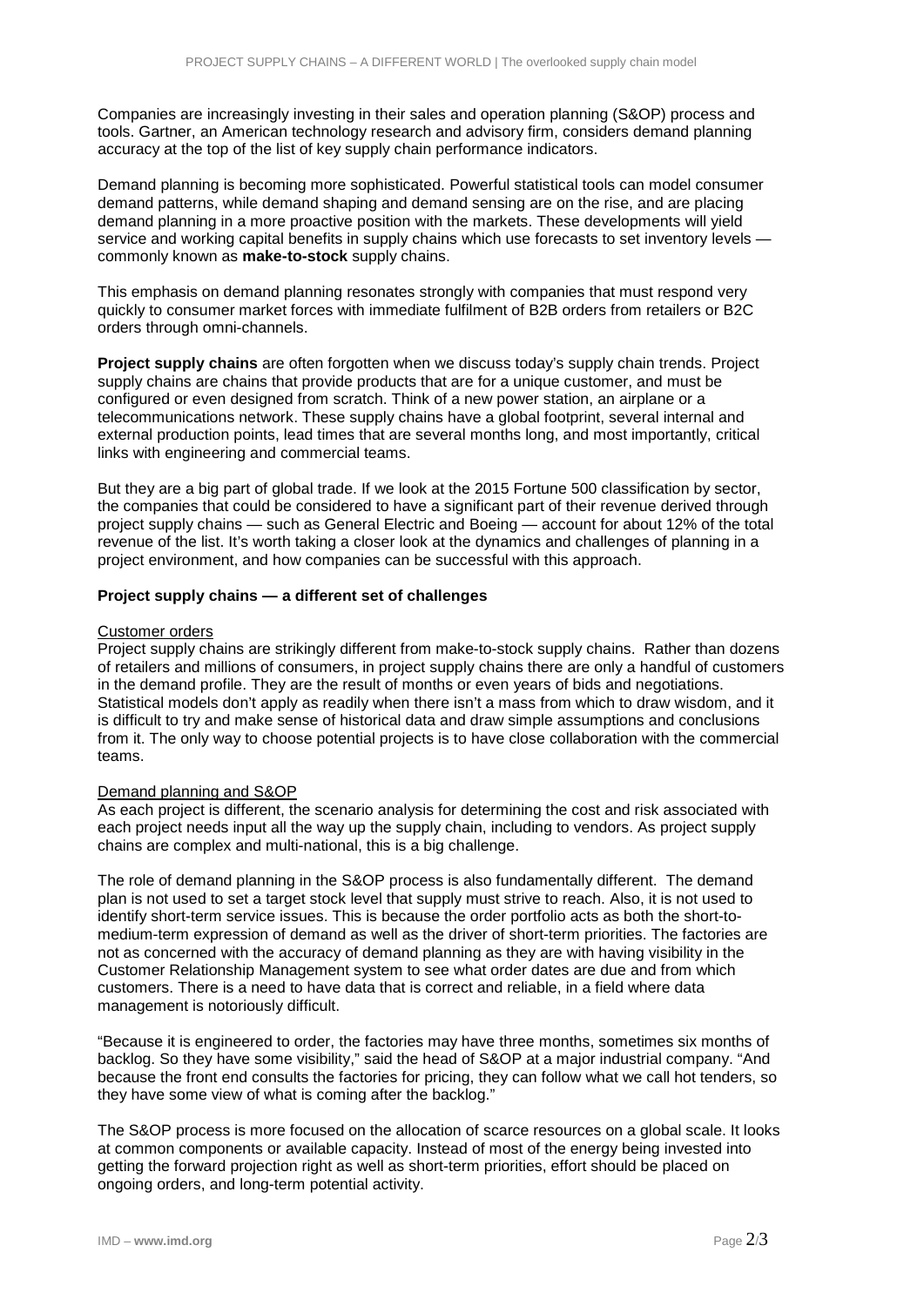Companies are increasingly investing in their sales and operation planning (S&OP) process and tools. Gartner, an American technology research and advisory firm, considers demand planning accuracy at the top of the list of key supply chain performance indicators.

Demand planning is becoming more sophisticated. Powerful statistical tools can model consumer demand patterns, while demand shaping and demand sensing are on the rise, and are placing demand planning in a more proactive position with the markets. These developments will yield service and working capital benefits in supply chains which use forecasts to set inventory levels — commonly known as **make-to-stock** supply chains.

This emphasis on demand planning resonates strongly with companies that must respond very quickly to consumer market forces with immediate fulfilment of B2B orders from retailers or B2C orders through omni-channels.

**Project supply chains** are often forgotten when we discuss today's supply chain trends. Project supply chains are chains that provide products that are for a unique customer, and must be configured or even designed from scratch. Think of a new power station, an airplane or a telecommunications network. These supply chains have a global footprint, several internal and external production points, lead times that are several months long, and most importantly, critical links with engineering and commercial teams.

But they are a big part of global trade. If we look at the 2015 Fortune 500 classification by sector, the companies that could be considered to have a significant part of their revenue derived through project supply chains — such as General Electric and Boeing — account for about 12% of the total revenue of the list. It's worth taking a closer look at the dynamics and challenges of planning in a project environment, and how companies can be successful with this approach.

## Project supply chains — a different set of challenges

### Customer orders

Project supply chains are strikingly different from make-to-stock supply chains. Rather than dozens of retailers and millions of consumers, in project supply chains there are only a handful of customers in the demand profile. They are the result of months or even years of bids and negotiations. Statistical models don't apply as readily when there isn't a mass from which to draw wisdom, and it is difficult to try and make sense of historical data and draw simple assumptions and conclusions from it. The only way to choose potential projects is to have close collaboration with the commercial teams.

### Demand planning and S&OP

As each project is different, the scenario analysis for determining the cost and risk associated with each project needs input all the way up the supply chain, including to vendors. As project supply chains are complex and multi-national, this is a big challenge.

The role of demand planning in the S&OP process is also fundamentally different. The demand plan is not used to set a target stock level that supply must strive to reach. Also, it is not used to identify short-term service issues. This is because the order portfolio acts as both the short-to-medium-term expression of demand as well as the driver of short-term priorities. The factories are not as concerned with the accuracy of demand planning as they are with having visibility in the Customer Relationship Management system to see what order dates are due and from which customers. There is a need to have data that is correct and reliable, in a field where data management is notoriously difficult.

"Because it is engineered to order, the factories may have three months, sometimes six months of backlog. So they have some visibility," said the head of S&OP at a major industrial company. "And because the front end consults the factories for pricing, they can follow what we call hot tenders, so they have some view of what is coming after the backlog."

The S&OP process is more focused on the allocation of scarce resources on a global scale. It looks at common components or available capacity. Instead of most of the energy being invested into getting the forward projection right as well as short-term priorities, effort should be placed on ongoing orders, and long-term potential activity.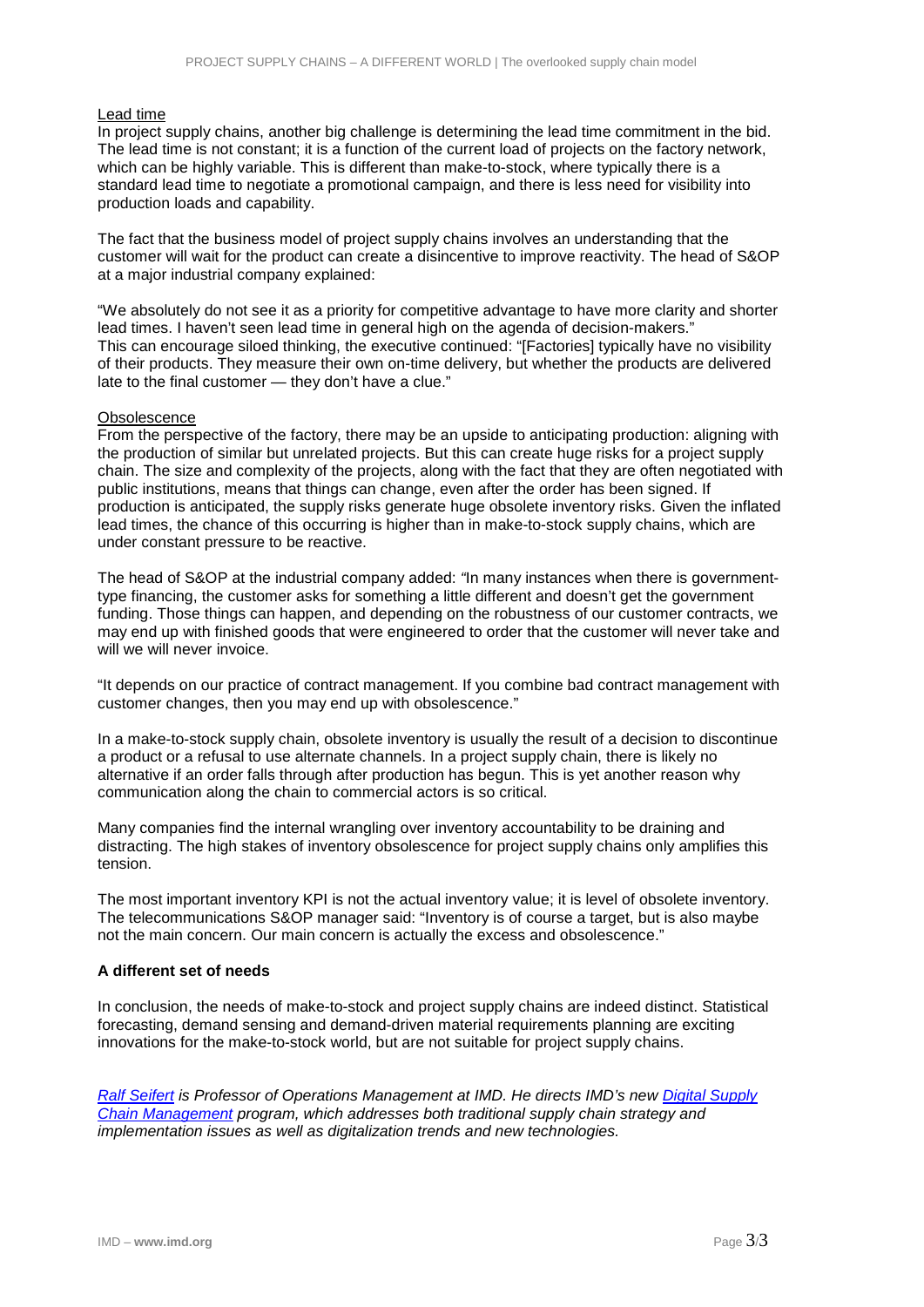Lead time

In project supply chains, another big challenge is determining the lead time commitment in the bid. The lead time is not constant; it is a function of the current load of projects on the factory network, which can be highly variable. This is different than make-to-stock, where typically there is a standard lead time to negotiate a promotional campaign, and there is less need for visibility into production loads and capability.

The fact that the business model of project supply chains involves an understanding that the customer will wait for the product can create a disincentive to improve reactivity. The head of S&OP at a major industrial company explained:

"We absolutely do not see it as a priority for competitive advantage to have more clarity and shorter lead times. I haven't seen lead time in general high on the agenda of decision-makers."
This can encourage siloed thinking, the executive continued: "[Factories] typically have no visibility of their products. They measure their own on-time delivery, but whether the products are delivered late to the final customer — they don't have a clue."

Obsolescence

From the perspective of the factory, there may be an upside to anticipating production: aligning with the production of similar but unrelated projects. But this can create huge risks for a project supply chain. The size and complexity of the projects, along with the fact that they are often negotiated with public institutions, means that things can change, even after the order has been signed. If production is anticipated, the supply risks generate huge obsolete inventory risks. Given the inflated lead times, the chance of this occurring is higher than in make-to-stock supply chains, which are under constant pressure to be reactive.

The head of S&OP at the industrial company added: "In many instances when there is government-type financing, the customer asks for something a little different and doesn't get the government funding. Those things can happen, and depending on the robustness of our customer contracts, we may end up with finished goods that were engineered to order that the customer will never take and will we will never invoice.

"It depends on our practice of contract management. If you combine bad contract management with customer changes, then you may end up with obsolescence."

In a make-to-stock supply chain, obsolete inventory is usually the result of a decision to discontinue a product or a refusal to use alternate channels. In a project supply chain, there is likely no alternative if an order falls through after production has begun. This is yet another reason why communication along the chain to commercial actors is so critical.

Many companies find the internal wrangling over inventory accountability to be draining and distracting. The high stakes of inventory obsolescence for project supply chains only amplifies this tension.

The most important inventory KPI is not the actual inventory value; it is level of obsolete inventory. The telecommunications S&OP manager said: "Inventory is of course a target, but is also maybe not the main concern. Our main concern is actually the excess and obsolescence."

## A different set of needs

In conclusion, the needs of make-to-stock and project supply chains are indeed distinct. Statistical forecasting, demand sensing and demand-driven material requirements planning are exciting innovations for the make-to-stock world, but are not suitable for project supply chains.

*Ralf Seifert is Professor of Operations Management at IMD. He directs IMD's new Digital Supply Chain Management program, which addresses both traditional supply chain strategy and implementation issues as well as digitalization trends and new technologies.*